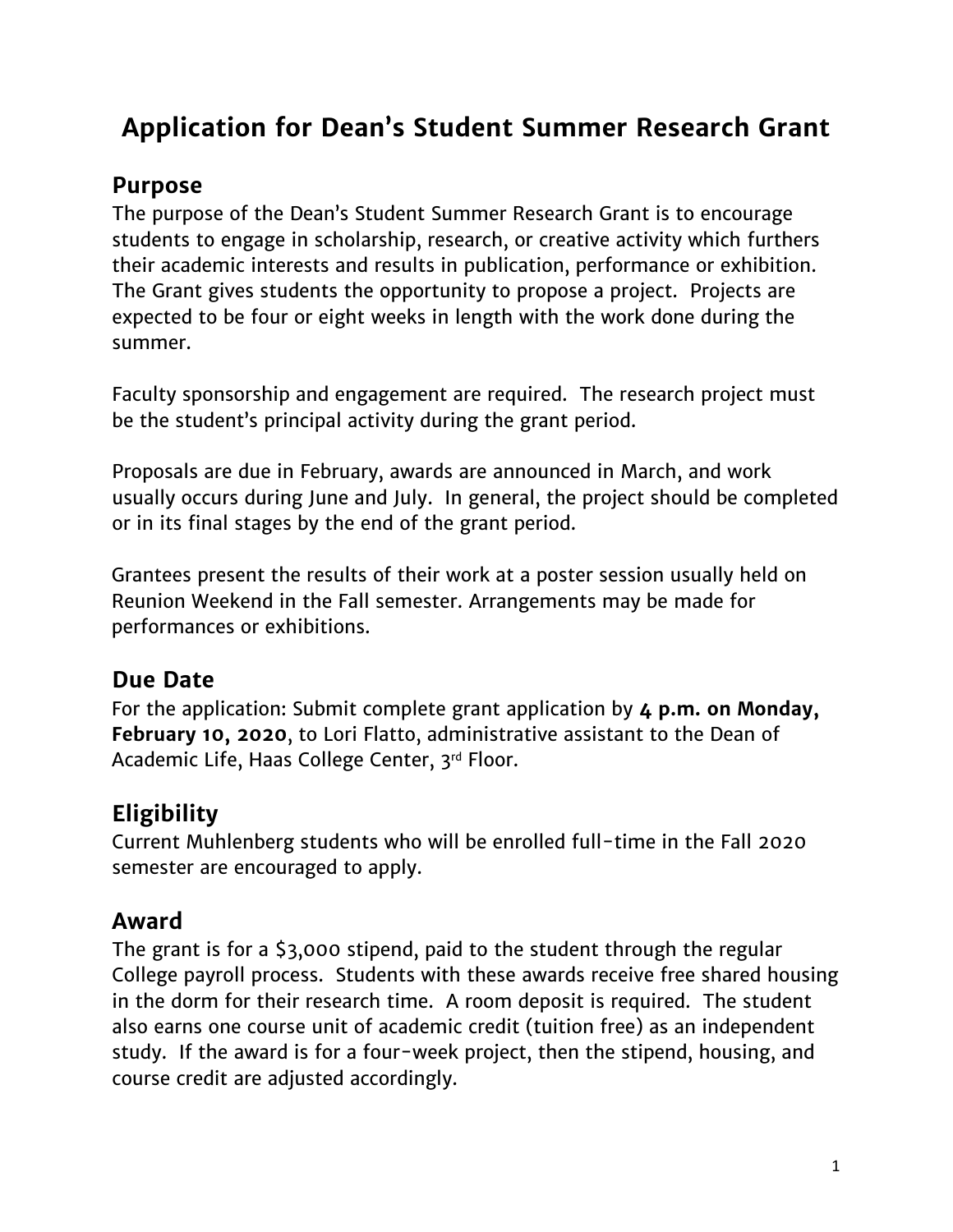# Application for Dean's Student Summer Research Grant

## Purpose

The purpose of the Dean's Student Summer Research Grant is to encourage students to engage in scholarship, research, or creative activity which furthers their academic interests and results in publication, performance or exhibition. The Grant gives students the opportunity to propose a project. Projects are expected to be four or eight weeks in length with the work done during the summer.

Faculty sponsorship and engagement are required. The research project must be the student's principal activity during the grant period.

Proposals are due in February, awards are announced in March, and work usually occurs during June and July. In general, the project should be completed or in its final stages by the end of the grant period.

Grantees present the results of their work at a poster session usually held on Reunion Weekend in the Fall semester. Arrangements may be made for performances or exhibitions.

## Due Date

For the application: Submit complete grant application by **4 p.m. on Monday, February 10, 2020**, to Lori Flatto, administrative assistant to the Dean of Academic Life, Haas College Center, 3rd Floor.

## Eligibility

Current Muhlenberg students who will be enrolled full-time in the Fall 2020 semester are encouraged to apply.

## Award

The grant is for a $3,000 stipend, paid to the student through the regular College payroll process. Students with these awards receive free shared housing in the dorm for their research time. A room deposit is required. The student also earns one course unit of academic credit (tuition free) as an independent study. If the award is for a four-week project, then the stipend, housing, and course credit are adjusted accordingly.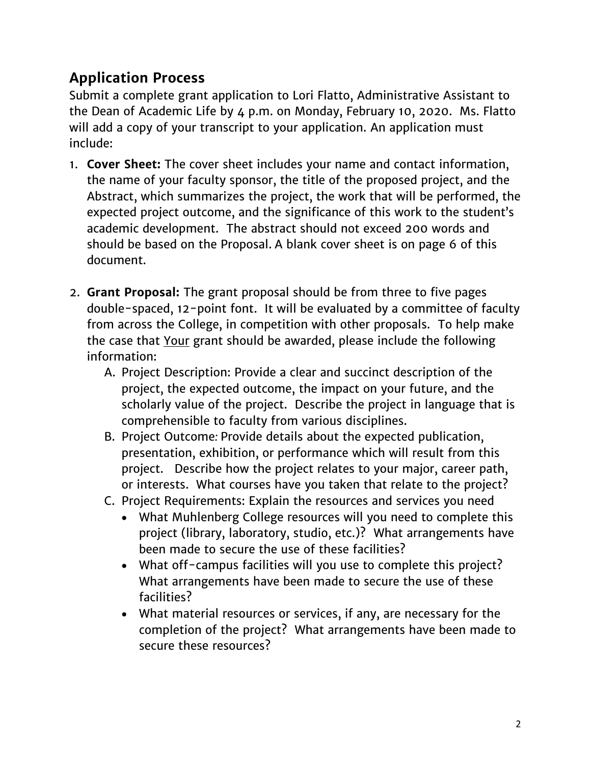## Application Process

Submit a complete grant application to Lori Flatto, Administrative Assistant to the Dean of Academic Life by 4 p.m. on Monday, February 10, 2020. Ms. Flatto will add a copy of your transcript to your application. An application must include:

1. **Cover Sheet:** The cover sheet includes your name and contact information, the name of your faculty sponsor, the title of the proposed project, and the Abstract, which summarizes the project, the work that will be performed, the expected project outcome, and the significance of this work to the student's academic development. The abstract should not exceed 200 words and should be based on the Proposal. A blank cover sheet is on page 6 of this document.

2. **Grant Proposal:** The grant proposal should be from three to five pages double-spaced, 12-point font. It will be evaluated by a committee of faculty from across the College, in competition with other proposals. To help make the case that <u>Your</u> grant should be awarded, please include the following information:
   A. Project Description: Provide a clear and succinct description of the project, the expected outcome, the impact on your future, and the scholarly value of the project. Describe the project in language that is comprehensible to faculty from various disciplines.
   B. Project Outcome*:* Provide details about the expected publication, presentation, exhibition, or performance which will result from this project. Describe how the project relates to your major, career path, or interests. What courses have you taken that relate to the project?
   C. Project Requirements: Explain the resources and services you need
      - What Muhlenberg College resources will you need to complete this project (library, laboratory, studio, etc.)? What arrangements have been made to secure the use of these facilities?
      - What off-campus facilities will you use to complete this project? What arrangements have been made to secure the use of these facilities?
      - What material resources or services, if any, are necessary for the completion of the project? What arrangements have been made to secure these resources?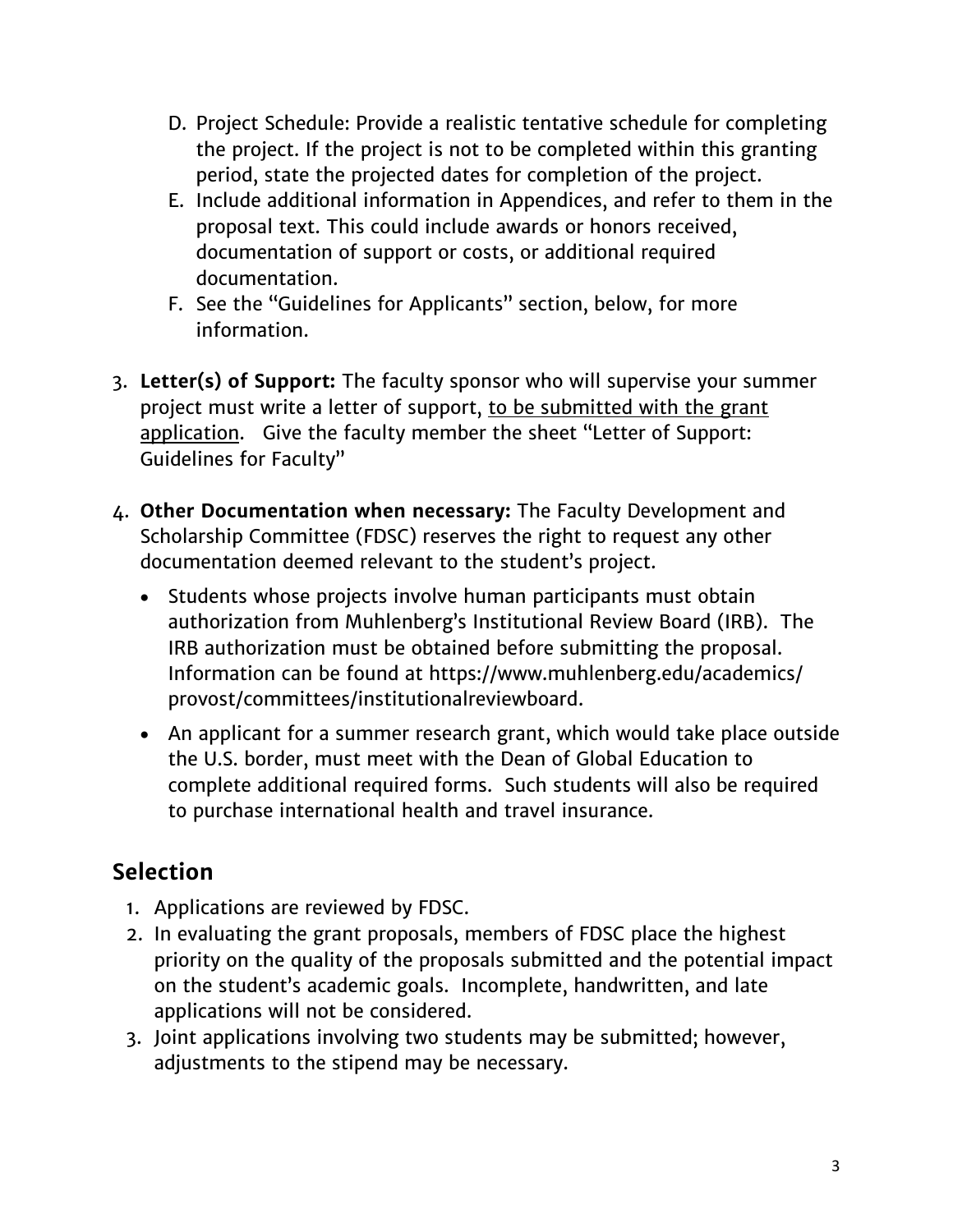D. Project Schedule: Provide a realistic tentative schedule for completing the project. If the project is not to be completed within this granting period, state the projected dates for completion of the project.
E. Include additional information in Appendices, and refer to them in the proposal text. This could include awards or honors received, documentation of support or costs, or additional required documentation.
F. See the "Guidelines for Applicants" section, below, for more information.

3. **Letter(s) of Support:** The faculty sponsor who will supervise your summer project must write a letter of support, <u>to be submitted with the grant application</u>. Give the faculty member the sheet "Letter of Support: Guidelines for Faculty"

4. **Other Documentation when necessary:** The Faculty Development and Scholarship Committee (FDSC) reserves the right to request any other documentation deemed relevant to the student's project.
   - Students whose projects involve human participants must obtain authorization from Muhlenberg's Institutional Review Board (IRB). The IRB authorization must be obtained before submitting the proposal. Information can be found at https://www.muhlenberg.edu/academics/provost/committees/institutionalreviewboard.
   - An applicant for a summer research grant, which would take place outside the U.S. border, must meet with the Dean of Global Education to complete additional required forms. Such students will also be required to purchase international health and travel insurance.

## Selection

1. Applications are reviewed by FDSC.
2. In evaluating the grant proposals, members of FDSC place the highest priority on the quality of the proposals submitted and the potential impact on the student's academic goals. Incomplete, handwritten, and late applications will not be considered.
3. Joint applications involving two students may be submitted; however, adjustments to the stipend may be necessary.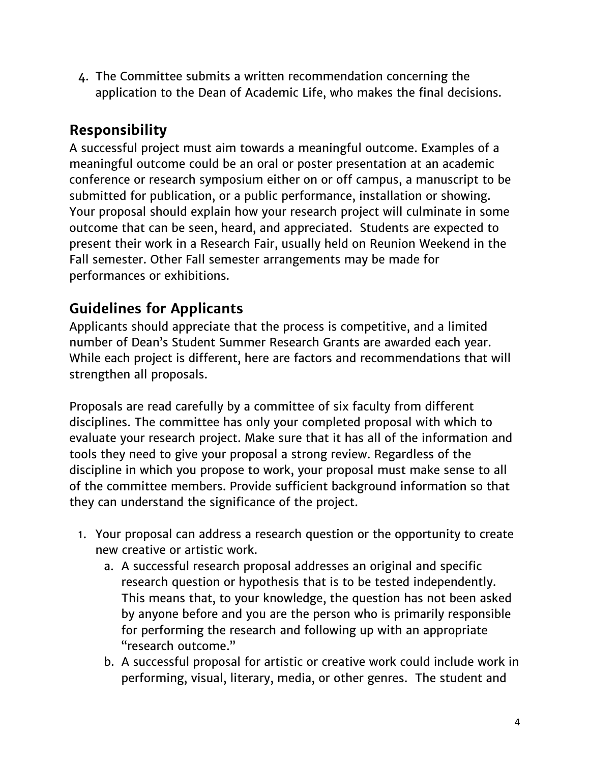4. The Committee submits a written recommendation concerning the application to the Dean of Academic Life, who makes the final decisions.

## Responsibility

A successful project must aim towards a meaningful outcome. Examples of a meaningful outcome could be an oral or poster presentation at an academic conference or research symposium either on or off campus, a manuscript to be submitted for publication, or a public performance, installation or showing. Your proposal should explain how your research project will culminate in some outcome that can be seen, heard, and appreciated. Students are expected to present their work in a Research Fair, usually held on Reunion Weekend in the Fall semester. Other Fall semester arrangements may be made for performances or exhibitions.

## Guidelines for Applicants

Applicants should appreciate that the process is competitive, and a limited number of Dean's Student Summer Research Grants are awarded each year. While each project is different, here are factors and recommendations that will strengthen all proposals.

Proposals are read carefully by a committee of six faculty from different disciplines. The committee has only your completed proposal with which to evaluate your research project. Make sure that it has all of the information and tools they need to give your proposal a strong review. Regardless of the discipline in which you propose to work, your proposal must make sense to all of the committee members. Provide sufficient background information so that they can understand the significance of the project.

1. Your proposal can address a research question or the opportunity to create new creative or artistic work.
   a. A successful research proposal addresses an original and specific research question or hypothesis that is to be tested independently. This means that, to your knowledge, the question has not been asked by anyone before and you are the person who is primarily responsible for performing the research and following up with an appropriate "research outcome."
   b. A successful proposal for artistic or creative work could include work in performing, visual, literary, media, or other genres. The student and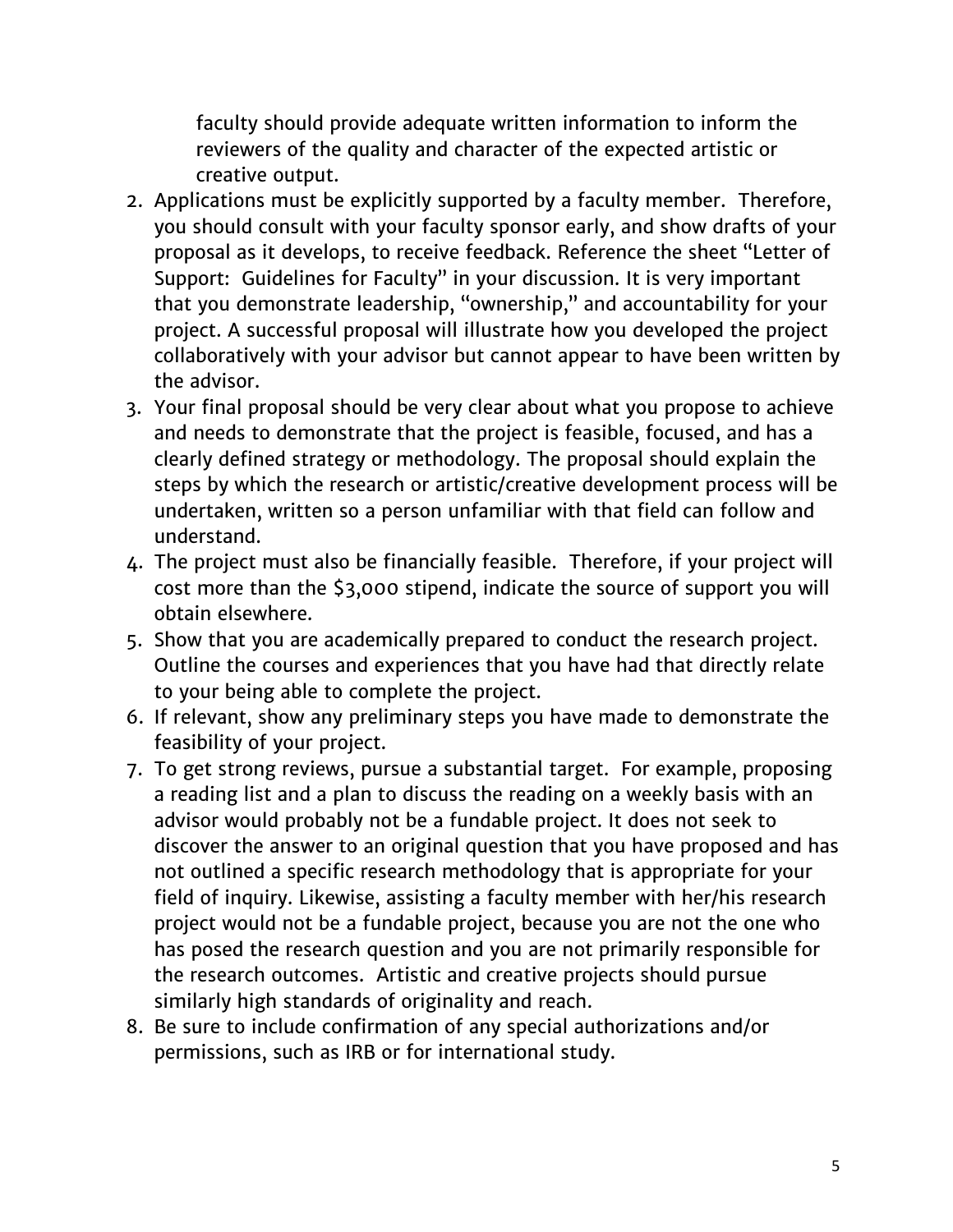faculty should provide adequate written information to inform the reviewers of the quality and character of the expected artistic or creative output.

2. Applications must be explicitly supported by a faculty member. Therefore, you should consult with your faculty sponsor early, and show drafts of your proposal as it develops, to receive feedback. Reference the sheet "Letter of Support: Guidelines for Faculty" in your discussion. It is very important that you demonstrate leadership, "ownership," and accountability for your project. A successful proposal will illustrate how you developed the project collaboratively with your advisor but cannot appear to have been written by the advisor.
3. Your final proposal should be very clear about what you propose to achieve and needs to demonstrate that the project is feasible, focused, and has a clearly defined strategy or methodology. The proposal should explain the steps by which the research or artistic/creative development process will be undertaken, written so a person unfamiliar with that field can follow and understand.
4. The project must also be financially feasible. Therefore, if your project will cost more than the $3,000 stipend, indicate the source of support you will obtain elsewhere.
5. Show that you are academically prepared to conduct the research project. Outline the courses and experiences that you have had that directly relate to your being able to complete the project.
6. If relevant, show any preliminary steps you have made to demonstrate the feasibility of your project.
7. To get strong reviews, pursue a substantial target. For example, proposing a reading list and a plan to discuss the reading on a weekly basis with an advisor would probably not be a fundable project. It does not seek to discover the answer to an original question that you have proposed and has not outlined a specific research methodology that is appropriate for your field of inquiry. Likewise, assisting a faculty member with her/his research project would not be a fundable project, because you are not the one who has posed the research question and you are not primarily responsible for the research outcomes. Artistic and creative projects should pursue similarly high standards of originality and reach.
8. Be sure to include confirmation of any special authorizations and/or permissions, such as IRB or for international study.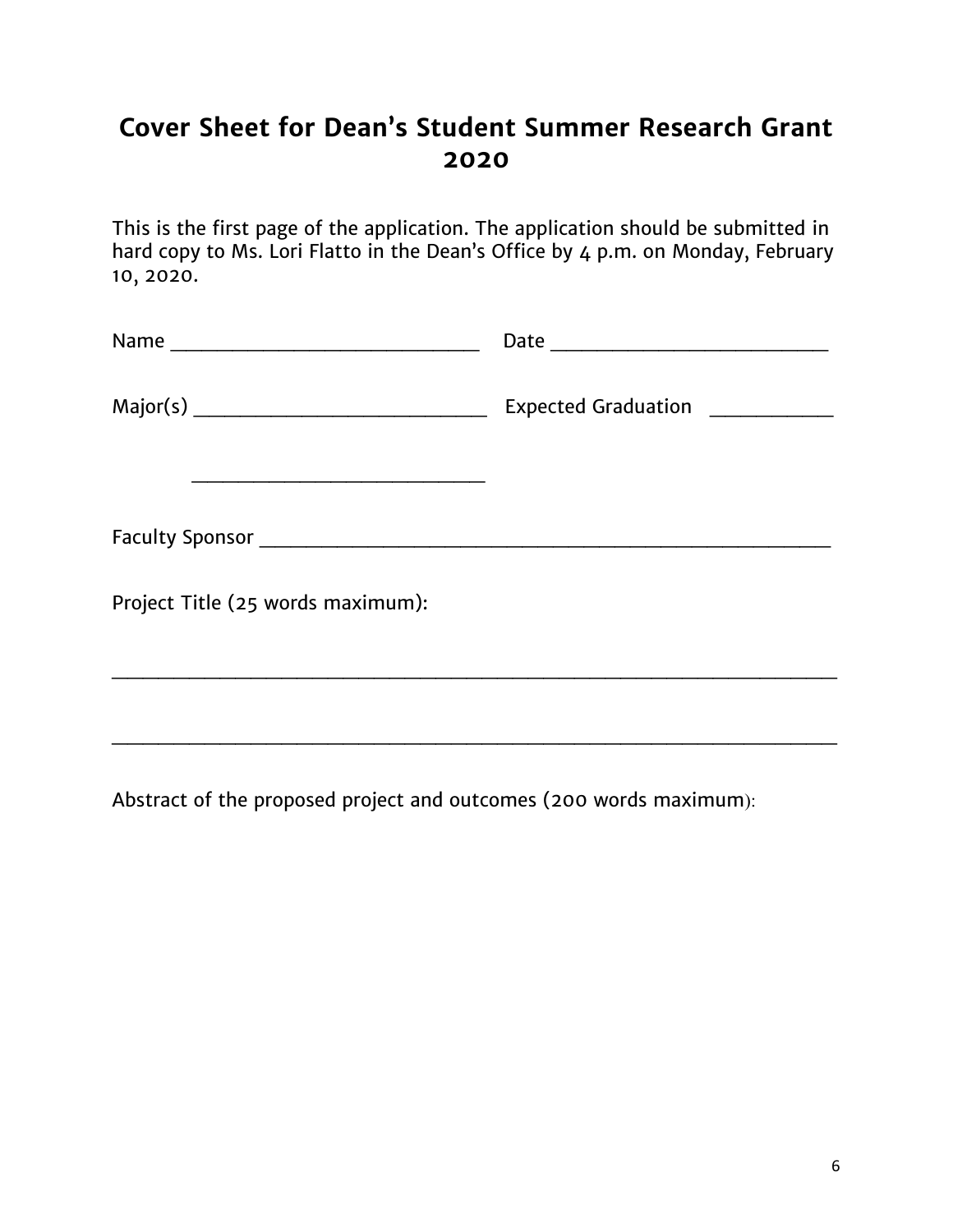# Cover Sheet for Dean's Student Summer Research Grant 2020

This is the first page of the application. The application should be submitted in hard copy to Ms. Lori Flatto in the Dean's Office by 4 p.m. on Monday, February 10, 2020.

Name ______________________________ Date ___________________________

Major(s) ____________________________ Expected Graduation ____________

____________________________

Faculty Sponsor _______________________________________________________

Project Title (25 words maximum):

______________________________________________________________________

______________________________________________________________________

Abstract of the proposed project and outcomes (200 words maximum):